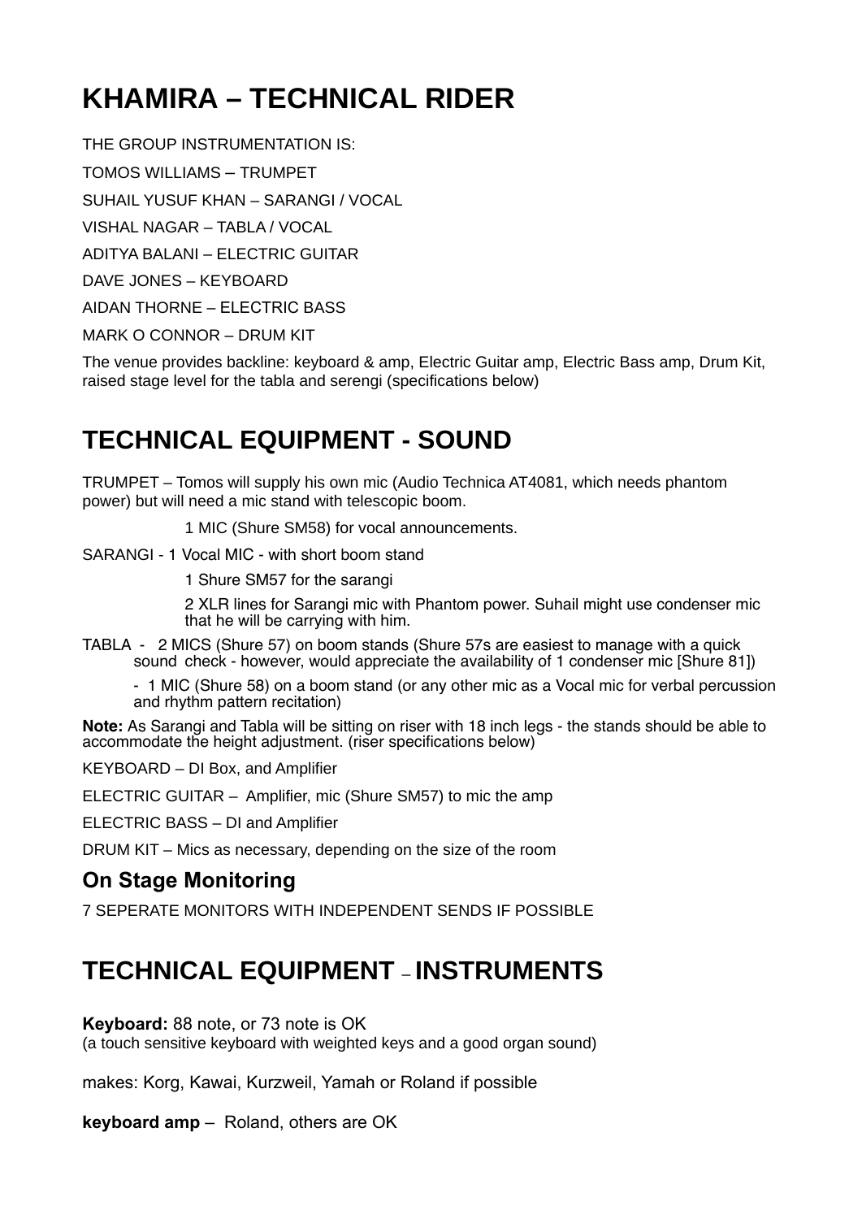# KHAMIRA – TECHNICAL RIDER

THE GROUP INSTRUMENTATION IS:

TOMOS WILLIAMS – TRUMPET

SUHAIL YUSUF KHAN – SARANGI / VOCAL

VISHAL NAGAR – TABLA / VOCAL

ADITYA BALANI – ELECTRIC GUITAR

DAVE JONES – KEYBOARD

AIDAN THORNE – ELECTRIC BASS

MARK O CONNOR – DRUM KIT

The venue provides backline: keyboard & amp, Electric Guitar amp, Electric Bass amp, Drum Kit, raised stage level for the tabla and serengi (specifications below)

# TECHNICAL EQUIPMENT - SOUND

TRUMPET – Tomos will supply his own mic (Audio Technica AT4081, which needs phantom power) but will need a mic stand with telescopic boom.

1 MIC (Shure SM58) for vocal announcements.

SARANGI - 1 Vocal MIC - with short boom stand

1 Shure SM57 for the sarangi

2 XLR lines for Sarangi mic with Phantom power. Suhail might use condenser mic that he will be carrying with him.

TABLA - 2 MICS (Shure 57) on boom stands (Shure 57s are easiest to manage with a quick sound check - however, would appreciate the availability of 1 condenser mic [Shure 81])

- 1 MIC (Shure 58) on a boom stand (or any other mic as a Vocal mic for verbal percussion and rhythm pattern recitation)

**Note:** As Sarangi and Tabla will be sitting on riser with 18 inch legs - the stands should be able to accommodate the height adjustment. (riser specifications below)

KEYBOARD – DI Box, and Amplifier

ELECTRIC GUITAR – Amplifier, mic (Shure SM57) to mic the amp

ELECTRIC BASS – DI and Amplifier

DRUM KIT – Mics as necessary, depending on the size of the room

## On Stage Monitoring

7 SEPERATE MONITORS WITH INDEPENDENT SENDS IF POSSIBLE

# TECHNICAL EQUIPMENT – INSTRUMENTS

**Keyboard:** 88 note, or 73 note is OK
(a touch sensitive keyboard with weighted keys and a good organ sound)

makes: Korg, Kawai, Kurzweil, Yamah or Roland if possible

**keyboard amp** – Roland, others are OK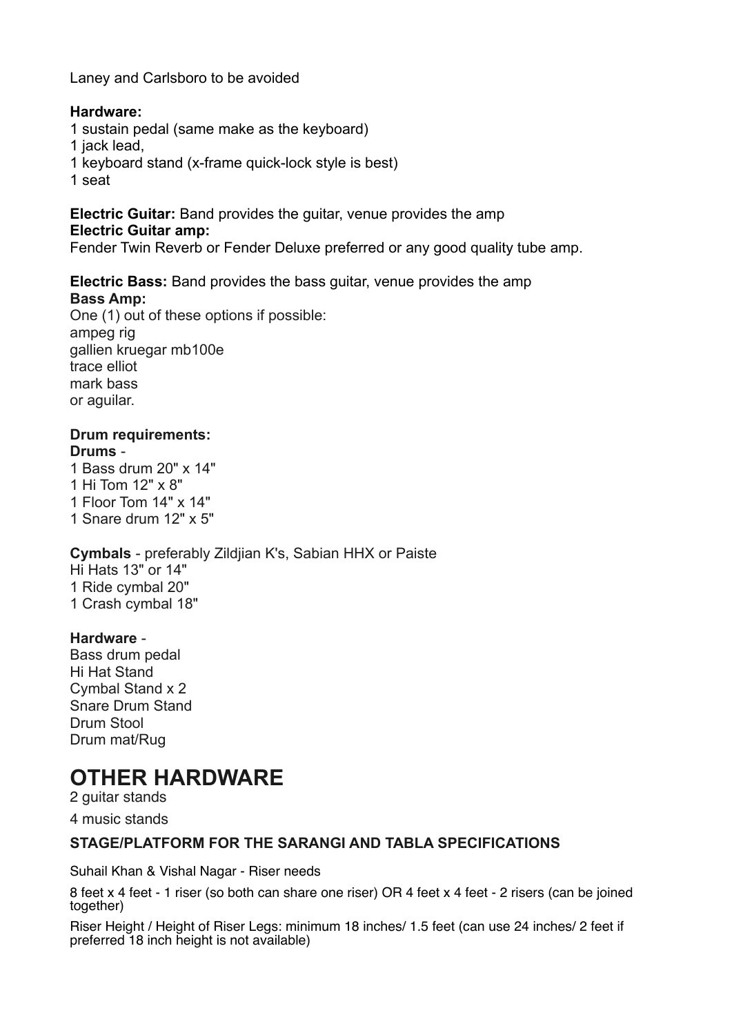Laney and Carlsboro to be avoided

**Hardware:**

1 sustain pedal (same make as the keyboard)
1 jack lead,
1 keyboard stand (x-frame quick-lock style is best)
1 seat

**Electric Guitar:** Band provides the guitar, venue provides the amp
**Electric Guitar amp:**
Fender Twin Reverb or Fender Deluxe preferred or any good quality tube amp.

**Electric Bass:** Band provides the bass guitar, venue provides the amp
**Bass Amp:**
One (1) out of these options if possible:
ampeg rig
gallien kruegar mb100e
trace elliot
mark bass
or aguilar.

**Drum requirements:**
**Drums** -
1 Bass drum 20" x 14"
1 Hi Tom 12" x 8"
1 Floor Tom 14" x 14"
1 Snare drum 12" x 5"

**Cymbals** - preferably Zildjian K's, Sabian HHX or Paiste
Hi Hats 13" or 14"
1 Ride cymbal 20"
1 Crash cymbal 18"

**Hardware** -
Bass drum pedal
Hi Hat Stand
Cymbal Stand x 2
Snare Drum Stand
Drum Stool
Drum mat/Rug

# OTHER HARDWARE

2 guitar stands

4 music stands

### STAGE/PLATFORM FOR THE SARANGI AND TABLA SPECIFICATIONS

Suhail Khan & Vishal Nagar - Riser needs

8 feet x 4 feet - 1 riser (so both can share one riser) OR 4 feet x 4 feet - 2 risers (can be joined together)

Riser Height / Height of Riser Legs: minimum 18 inches/ 1.5 feet (can use 24 inches/ 2 feet if preferred 18 inch height is not available)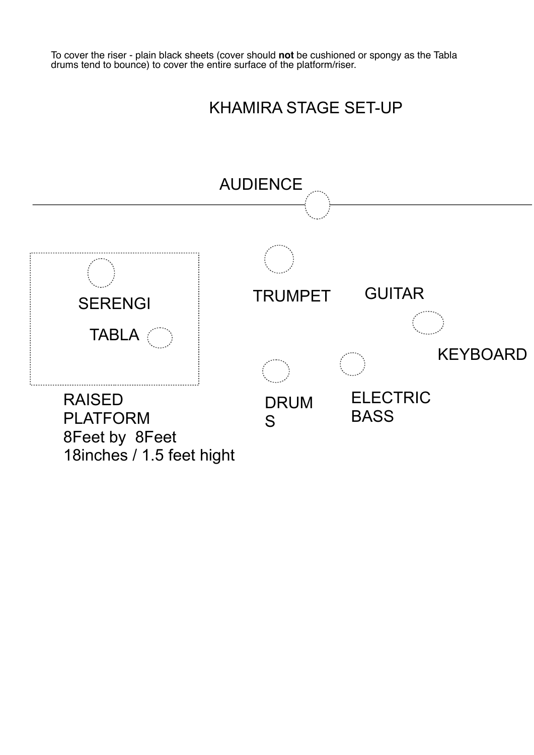To cover the riser - plain black sheets (cover should **not** be cushioned or spongy as the Tabla drums tend to bounce) to cover the entire surface of the platform/riser.

# KHAMIRA STAGE SET-UP

AUDIENCE

SERENGI

TABLA

RAISED PLATFORM
8Feet by 8Feet
18inches / 1.5 feet hight

TRUMPET

GUITAR

KEYBOARD

DRUMS

ELECTRIC BASS